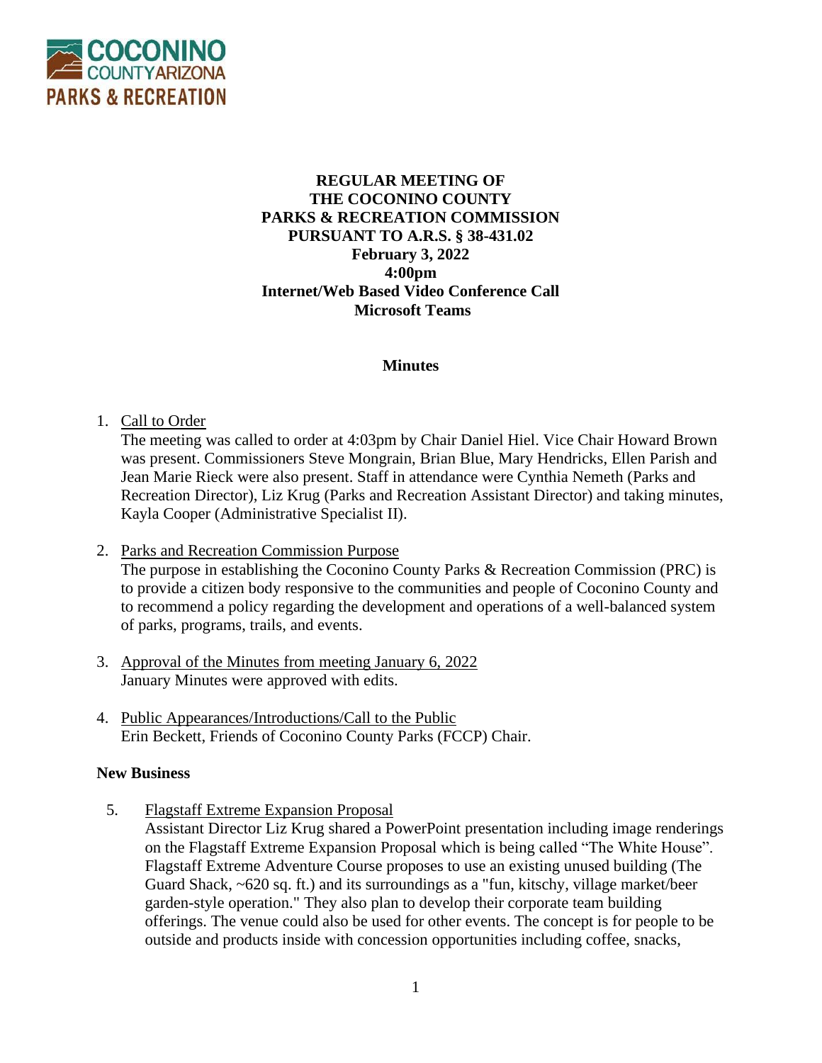**REGULAR MEETING OF**
**THE COCONINO COUNTY**
**PARKS & RECREATION COMMISSION**
**PURSUANT TO A.R.S. § 38-431.02**
**February 3, 2022**
**4:00pm**
**Internet/Web Based Video Conference Call**
**Microsoft Teams**

## Minutes

1. Call to Order
   The meeting was called to order at 4:03pm by Chair Daniel Hiel. Vice Chair Howard Brown was present. Commissioners Steve Mongrain, Brian Blue, Mary Hendricks, Ellen Parish and Jean Marie Rieck were also present. Staff in attendance were Cynthia Nemeth (Parks and Recreation Director), Liz Krug (Parks and Recreation Assistant Director) and taking minutes, Kayla Cooper (Administrative Specialist II).

2. Parks and Recreation Commission Purpose
   The purpose in establishing the Coconino County Parks & Recreation Commission (PRC) is to provide a citizen body responsive to the communities and people of Coconino County and to recommend a policy regarding the development and operations of a well-balanced system of parks, programs, trails, and events.

3. Approval of the Minutes from meeting January 6, 2022
   January Minutes were approved with edits.

4. Public Appearances/Introductions/Call to the Public
   Erin Beckett, Friends of Coconino County Parks (FCCP) Chair.

**New Business**

5. Flagstaff Extreme Expansion Proposal
   Assistant Director Liz Krug shared a PowerPoint presentation including image renderings on the Flagstaff Extreme Expansion Proposal which is being called "The White House". Flagstaff Extreme Adventure Course proposes to use an existing unused building (The Guard Shack, ~620 sq. ft.) and its surroundings as a "fun, kitschy, village market/beer garden-style operation." They also plan to develop their corporate team building offerings. The venue could also be used for other events. The concept is for people to be outside and products inside with concession opportunities including coffee, snacks,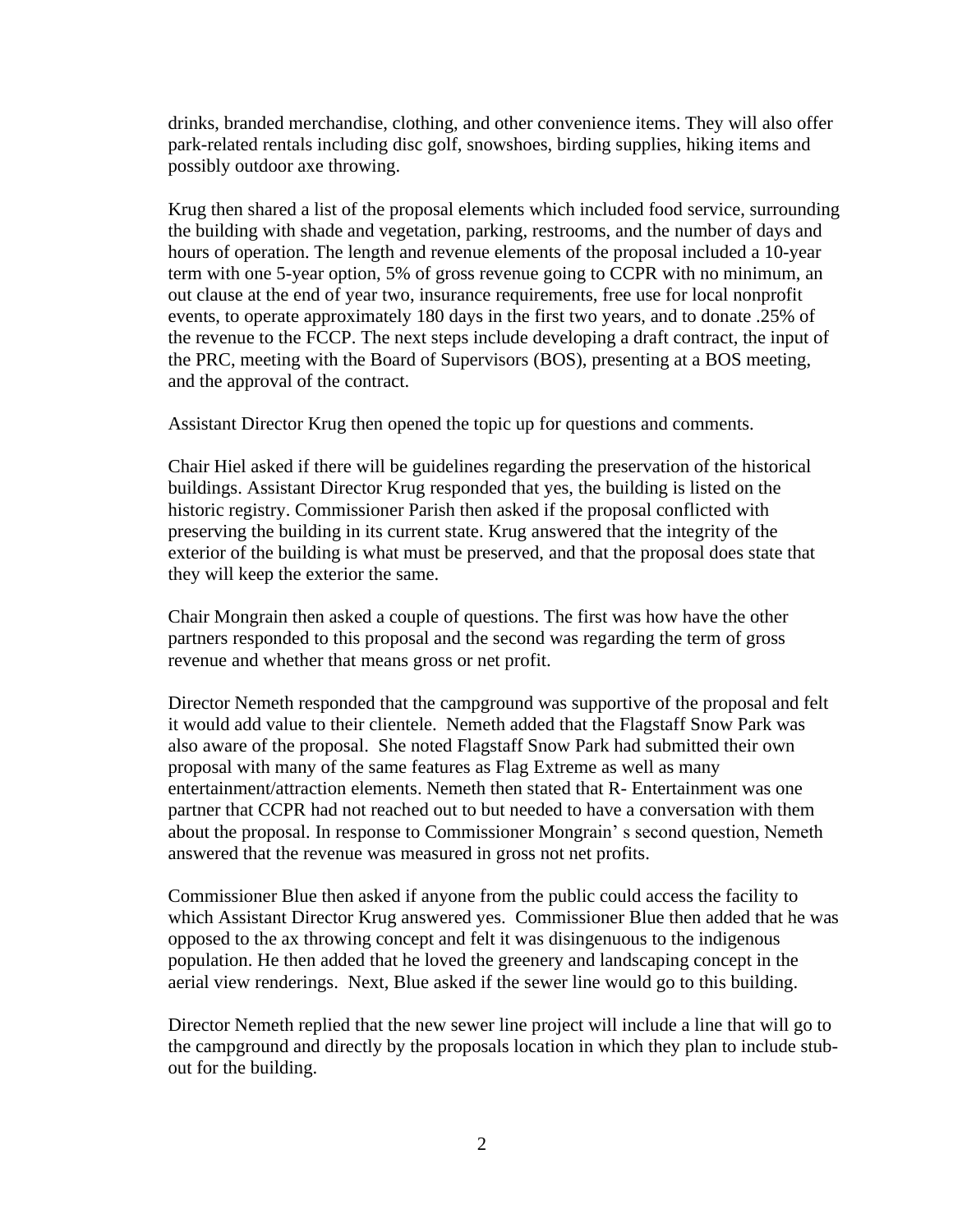drinks, branded merchandise, clothing, and other convenience items. They will also offer park-related rentals including disc golf, snowshoes, birding supplies, hiking items and possibly outdoor axe throwing.

Krug then shared a list of the proposal elements which included food service, surrounding the building with shade and vegetation, parking, restrooms, and the number of days and hours of operation. The length and revenue elements of the proposal included a 10-year term with one 5-year option, 5% of gross revenue going to CCPR with no minimum, an out clause at the end of year two, insurance requirements, free use for local nonprofit events, to operate approximately 180 days in the first two years, and to donate .25% of the revenue to the FCCP. The next steps include developing a draft contract, the input of the PRC, meeting with the Board of Supervisors (BOS), presenting at a BOS meeting, and the approval of the contract.

Assistant Director Krug then opened the topic up for questions and comments.

Chair Hiel asked if there will be guidelines regarding the preservation of the historical buildings. Assistant Director Krug responded that yes, the building is listed on the historic registry. Commissioner Parish then asked if the proposal conflicted with preserving the building in its current state. Krug answered that the integrity of the exterior of the building is what must be preserved, and that the proposal does state that they will keep the exterior the same.

Chair Mongrain then asked a couple of questions. The first was how have the other partners responded to this proposal and the second was regarding the term of gross revenue and whether that means gross or net profit.

Director Nemeth responded that the campground was supportive of the proposal and felt it would add value to their clientele. Nemeth added that the Flagstaff Snow Park was also aware of the proposal. She noted Flagstaff Snow Park had submitted their own proposal with many of the same features as Flag Extreme as well as many entertainment/attraction elements. Nemeth then stated that R- Entertainment was one partner that CCPR had not reached out to but needed to have a conversation with them about the proposal. In response to Commissioner Mongrain' s second question, Nemeth answered that the revenue was measured in gross not net profits.

Commissioner Blue then asked if anyone from the public could access the facility to which Assistant Director Krug answered yes. Commissioner Blue then added that he was opposed to the ax throwing concept and felt it was disingenuous to the indigenous population. He then added that he loved the greenery and landscaping concept in the aerial view renderings. Next, Blue asked if the sewer line would go to this building.

Director Nemeth replied that the new sewer line project will include a line that will go to the campground and directly by the proposals location in which they plan to include stub-out for the building.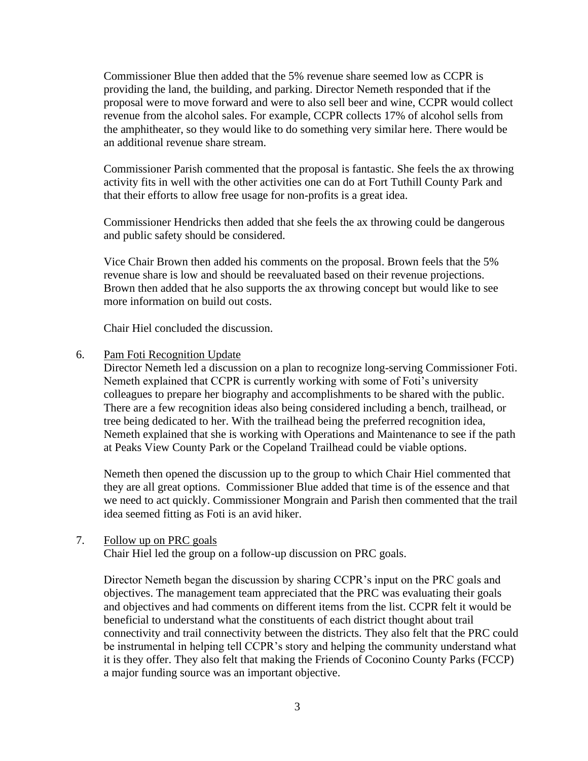Commissioner Blue then added that the 5% revenue share seemed low as CCPR is providing the land, the building, and parking. Director Nemeth responded that if the proposal were to move forward and were to also sell beer and wine, CCPR would collect revenue from the alcohol sales. For example, CCPR collects 17% of alcohol sells from the amphitheater, so they would like to do something very similar here. There would be an additional revenue share stream.

Commissioner Parish commented that the proposal is fantastic. She feels the ax throwing activity fits in well with the other activities one can do at Fort Tuthill County Park and that their efforts to allow free usage for non-profits is a great idea.

Commissioner Hendricks then added that she feels the ax throwing could be dangerous and public safety should be considered.

Vice Chair Brown then added his comments on the proposal. Brown feels that the 5% revenue share is low and should be reevaluated based on their revenue projections. Brown then added that he also supports the ax throwing concept but would like to see more information on build out costs.

Chair Hiel concluded the discussion.

6. Pam Foti Recognition Update

   Director Nemeth led a discussion on a plan to recognize long-serving Commissioner Foti. Nemeth explained that CCPR is currently working with some of Foti's university colleagues to prepare her biography and accomplishments to be shared with the public. There are a few recognition ideas also being considered including a bench, trailhead, or tree being dedicated to her. With the trailhead being the preferred recognition idea, Nemeth explained that she is working with Operations and Maintenance to see if the path at Peaks View County Park or the Copeland Trailhead could be viable options.

   Nemeth then opened the discussion up to the group to which Chair Hiel commented that they are all great options. Commissioner Blue added that time is of the essence and that we need to act quickly. Commissioner Mongrain and Parish then commented that the trail idea seemed fitting as Foti is an avid hiker.

7. Follow up on PRC goals

   Chair Hiel led the group on a follow-up discussion on PRC goals.

   Director Nemeth began the discussion by sharing CCPR's input on the PRC goals and objectives. The management team appreciated that the PRC was evaluating their goals and objectives and had comments on different items from the list. CCPR felt it would be beneficial to understand what the constituents of each district thought about trail connectivity and trail connectivity between the districts. They also felt that the PRC could be instrumental in helping tell CCPR's story and helping the community understand what it is they offer. They also felt that making the Friends of Coconino County Parks (FCCP) a major funding source was an important objective.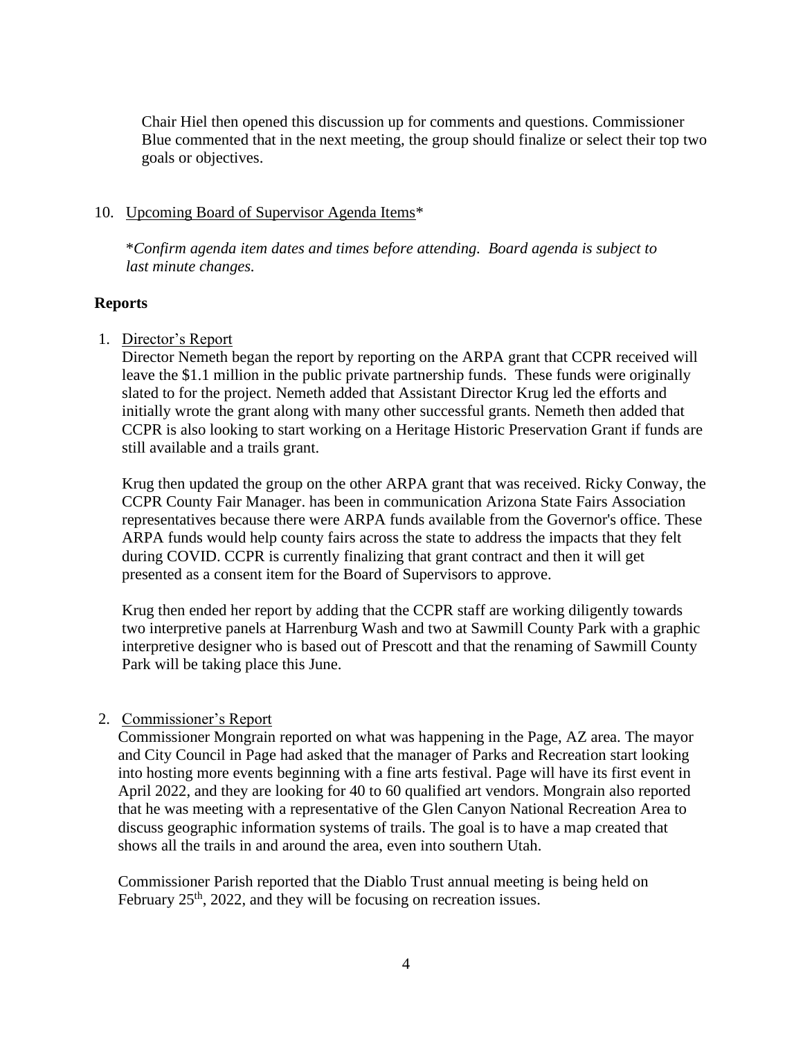Chair Hiel then opened this discussion up for comments and questions. Commissioner Blue commented that in the next meeting, the group should finalize or select their top two goals or objectives.

10. Upcoming Board of Supervisor Agenda Items*

    **Confirm agenda item dates and times before attending. Board agenda is subject to last minute changes.*

**Reports**

1. Director's Report

   Director Nemeth began the report by reporting on the ARPA grant that CCPR received will leave the $1.1 million in the public private partnership funds. These funds were originally slated to for the project. Nemeth added that Assistant Director Krug led the efforts and initially wrote the grant along with many other successful grants. Nemeth then added that CCPR is also looking to start working on a Heritage Historic Preservation Grant if funds are still available and a trails grant.

   Krug then updated the group on the other ARPA grant that was received. Ricky Conway, the CCPR County Fair Manager. has been in communication Arizona State Fairs Association representatives because there were ARPA funds available from the Governor's office. These ARPA funds would help county fairs across the state to address the impacts that they felt during COVID. CCPR is currently finalizing that grant contract and then it will get presented as a consent item for the Board of Supervisors to approve.

   Krug then ended her report by adding that the CCPR staff are working diligently towards two interpretive panels at Harrenburg Wash and two at Sawmill County Park with a graphic interpretive designer who is based out of Prescott and that the renaming of Sawmill County Park will be taking place this June.

2. Commissioner's Report

   Commissioner Mongrain reported on what was happening in the Page, AZ area. The mayor and City Council in Page had asked that the manager of Parks and Recreation start looking into hosting more events beginning with a fine arts festival. Page will have its first event in April 2022, and they are looking for 40 to 60 qualified art vendors. Mongrain also reported that he was meeting with a representative of the Glen Canyon National Recreation Area to discuss geographic information systems of trails. The goal is to have a map created that shows all the trails in and around the area, even into southern Utah.

   Commissioner Parish reported that the Diablo Trust annual meeting is being held on February 25th, 2022, and they will be focusing on recreation issues.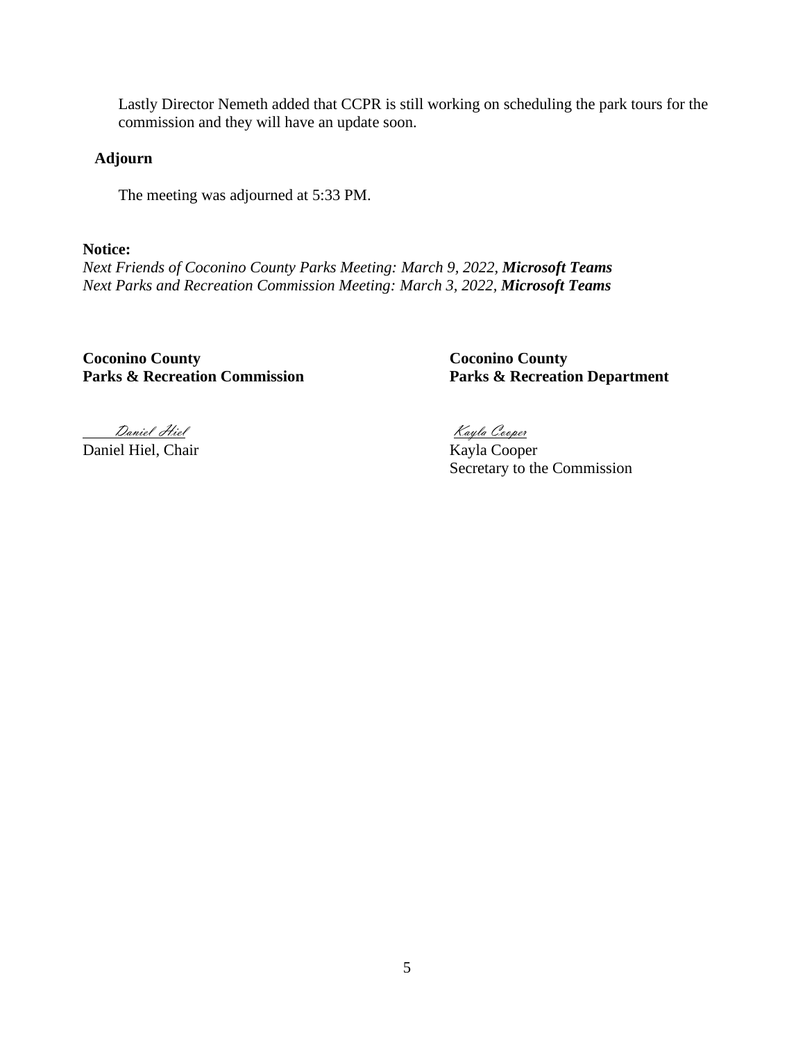Lastly Director Nemeth added that CCPR is still working on scheduling the park tours for the commission and they will have an update soon.

## Adjourn

The meeting was adjourned at 5:33 PM.

**Notice:**

*Next Friends of Coconino County Parks Meeting: March 9, 2022,* ***Microsoft Teams***
*Next Parks and Recreation Commission Meeting: March 3, 2022,* ***Microsoft Teams***

**Coconino County**
**Parks & Recreation Commission**

*Daniel Hiel*
Daniel Hiel, Chair

**Coconino County**
**Parks & Recreation Department**

*Kayla Cooper*
Kayla Cooper
Secretary to the Commission